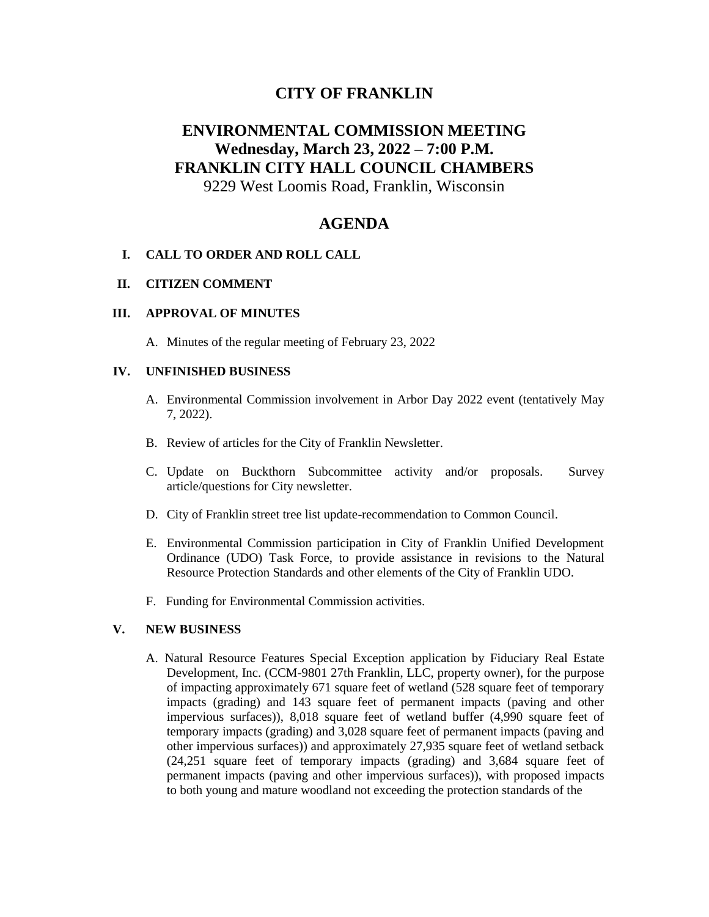# CITY OF FRANKLIN

## ENVIRONMENTAL COMMISSION MEETING
## Wednesday, March 23, 2022 – 7:00 P.M.
## FRANKLIN CITY HALL COUNCIL CHAMBERS

9229 West Loomis Road, Franklin, Wisconsin

## AGENDA

**I. CALL TO ORDER AND ROLL CALL**

**II. CITIZEN COMMENT**

**III. APPROVAL OF MINUTES**

A. Minutes of the regular meeting of February 23, 2022

**IV. UNFINISHED BUSINESS**

A. Environmental Commission involvement in Arbor Day 2022 event (tentatively May 7, 2022).

B. Review of articles for the City of Franklin Newsletter.

C. Update on Buckthorn Subcommittee activity and/or proposals. Survey article/questions for City newsletter.

D. City of Franklin street tree list update-recommendation to Common Council.

E. Environmental Commission participation in City of Franklin Unified Development Ordinance (UDO) Task Force, to provide assistance in revisions to the Natural Resource Protection Standards and other elements of the City of Franklin UDO.

F. Funding for Environmental Commission activities.

**V. NEW BUSINESS**

A. Natural Resource Features Special Exception application by Fiduciary Real Estate Development, Inc. (CCM-9801 27th Franklin, LLC, property owner), for the purpose of impacting approximately 671 square feet of wetland (528 square feet of temporary impacts (grading) and 143 square feet of permanent impacts (paving and other impervious surfaces)), 8,018 square feet of wetland buffer (4,990 square feet of temporary impacts (grading) and 3,028 square feet of permanent impacts (paving and other impervious surfaces)) and approximately 27,935 square feet of wetland setback (24,251 square feet of temporary impacts (grading) and 3,684 square feet of permanent impacts (paving and other impervious surfaces)), with proposed impacts to both young and mature woodland not exceeding the protection standards of the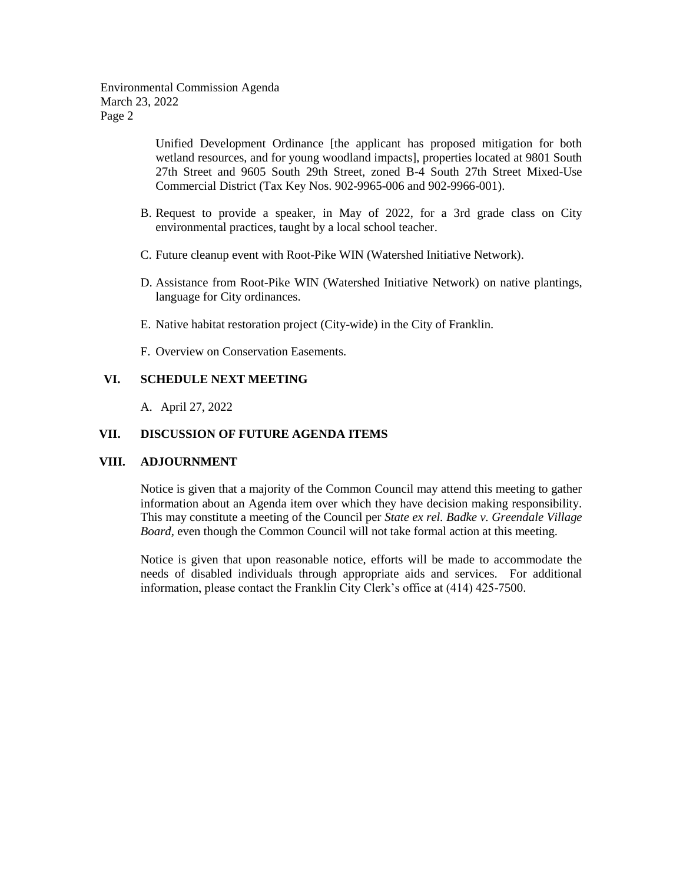Unified Development Ordinance [the applicant has proposed mitigation for both wetland resources, and for young woodland impacts], properties located at 9801 South 27th Street and 9605 South 29th Street, zoned B-4 South 27th Street Mixed-Use Commercial District (Tax Key Nos. 902-9965-006 and 902-9966-001).

B. Request to provide a speaker, in May of 2022, for a 3rd grade class on City environmental practices, taught by a local school teacher.

C. Future cleanup event with Root-Pike WIN (Watershed Initiative Network).

D. Assistance from Root-Pike WIN (Watershed Initiative Network) on native plantings, language for City ordinances.

E. Native habitat restoration project (City-wide) in the City of Franklin.

F. Overview on Conservation Easements.

## VI. SCHEDULE NEXT MEETING

A. April 27, 2022

## VII. DISCUSSION OF FUTURE AGENDA ITEMS

## VIII. ADJOURNMENT

Notice is given that a majority of the Common Council may attend this meeting to gather information about an Agenda item over which they have decision making responsibility. This may constitute a meeting of the Council per *State ex rel. Badke v. Greendale Village Board*, even though the Common Council will not take formal action at this meeting.

Notice is given that upon reasonable notice, efforts will be made to accommodate the needs of disabled individuals through appropriate aids and services. For additional information, please contact the Franklin City Clerk's office at (414) 425-7500.